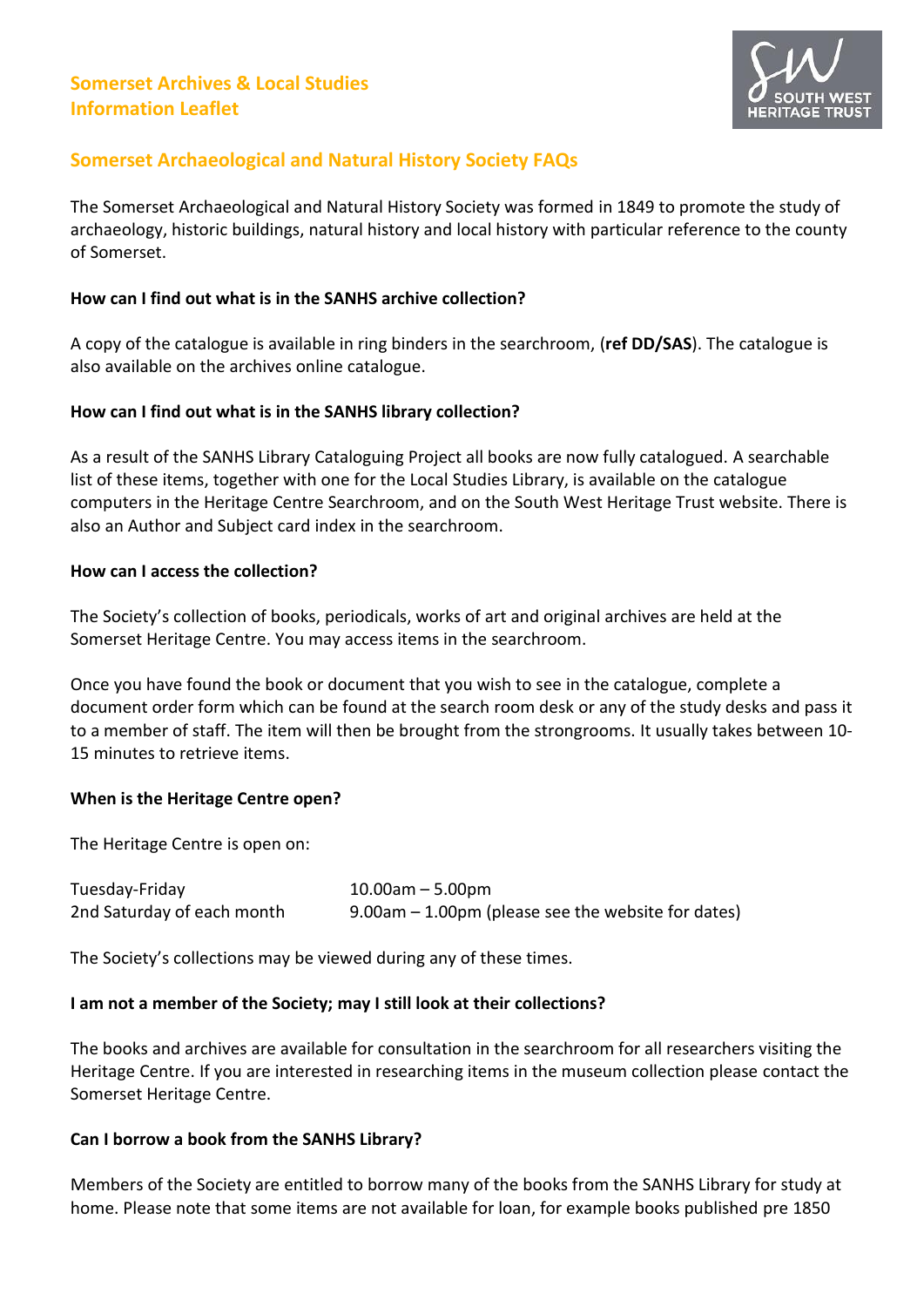# Somerset Archives & Local Studies
# Information Leaflet

SOUTH WEST HERITAGE TRUST

## Somerset Archaeological and Natural History Society FAQs

The Somerset Archaeological and Natural History Society was formed in 1849 to promote the study of archaeology, historic buildings, natural history and local history with particular reference to the county of Somerset.

**How can I find out what is in the SANHS archive collection?**

A copy of the catalogue is available in ring binders in the searchroom, (**ref DD/SAS**). The catalogue is also available on the archives online catalogue.

**How can I find out what is in the SANHS library collection?**

As a result of the SANHS Library Cataloguing Project all books are now fully catalogued. A searchable list of these items, together with one for the Local Studies Library, is available on the catalogue computers in the Heritage Centre Searchroom, and on the South West Heritage Trust website. There is also an Author and Subject card index in the searchroom.

**How can I access the collection?**

The Society's collection of books, periodicals, works of art and original archives are held at the Somerset Heritage Centre. You may access items in the searchroom.

Once you have found the book or document that you wish to see in the catalogue, complete a document order form which can be found at the search room desk or any of the study desks and pass it to a member of staff. The item will then be brought from the strongrooms. It usually takes between 10-15 minutes to retrieve items.

**When is the Heritage Centre open?**

The Heritage Centre is open on:

| | |
|---|---|
| Tuesday-Friday | 10.00am – 5.00pm |
| 2nd Saturday of each month | 9.00am – 1.00pm (please see the website for dates) |

The Society's collections may be viewed during any of these times.

**I am not a member of the Society; may I still look at their collections?**

The books and archives are available for consultation in the searchroom for all researchers visiting the Heritage Centre. If you are interested in researching items in the museum collection please contact the Somerset Heritage Centre.

**Can I borrow a book from the SANHS Library?**

Members of the Society are entitled to borrow many of the books from the SANHS Library for study at home. Please note that some items are not available for loan, for example books published pre 1850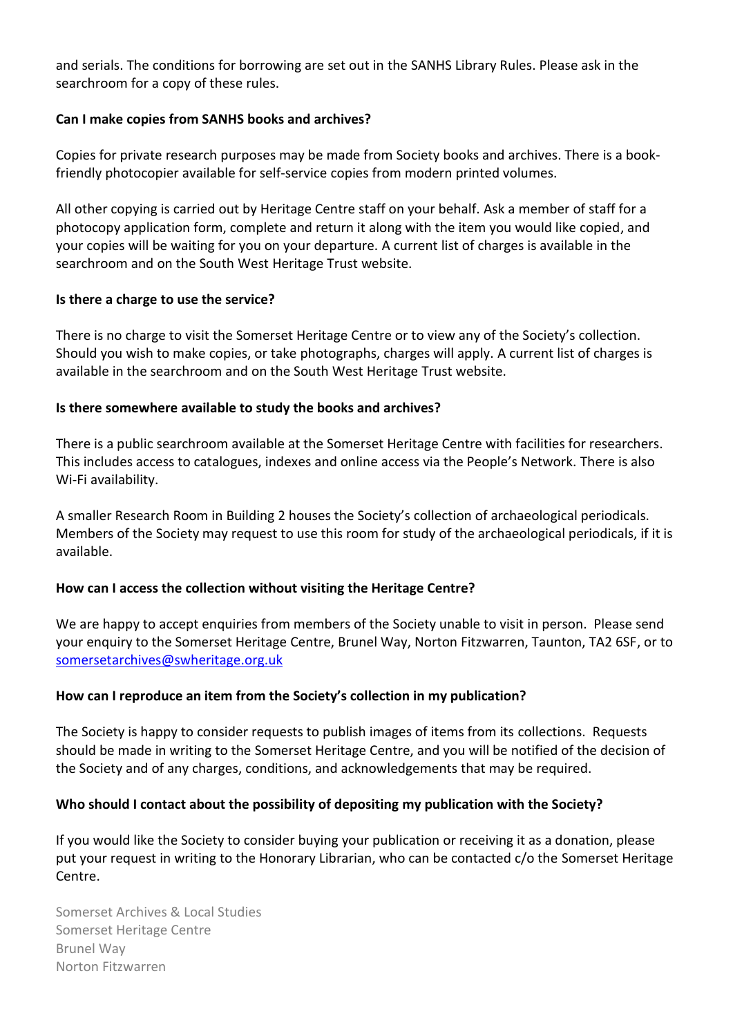and serials. The conditions for borrowing are set out in the SANHS Library Rules. Please ask in the searchroom for a copy of these rules.

**Can I make copies from SANHS books and archives?**

Copies for private research purposes may be made from Society books and archives. There is a book-friendly photocopier available for self-service copies from modern printed volumes.

All other copying is carried out by Heritage Centre staff on your behalf. Ask a member of staff for a photocopy application form, complete and return it along with the item you would like copied, and your copies will be waiting for you on your departure. A current list of charges is available in the searchroom and on the South West Heritage Trust website.

**Is there a charge to use the service?**

There is no charge to visit the Somerset Heritage Centre or to view any of the Society's collection. Should you wish to make copies, or take photographs, charges will apply. A current list of charges is available in the searchroom and on the South West Heritage Trust website.

**Is there somewhere available to study the books and archives?**

There is a public searchroom available at the Somerset Heritage Centre with facilities for researchers. This includes access to catalogues, indexes and online access via the People's Network. There is also Wi-Fi availability.

A smaller Research Room in Building 2 houses the Society's collection of archaeological periodicals. Members of the Society may request to use this room for study of the archaeological periodicals, if it is available.

**How can I access the collection without visiting the Heritage Centre?**

We are happy to accept enquiries from members of the Society unable to visit in person. Please send your enquiry to the Somerset Heritage Centre, Brunel Way, Norton Fitzwarren, Taunton, TA2 6SF, or to somersetarchives@swheritage.org.uk

**How can I reproduce an item from the Society's collection in my publication?**

The Society is happy to consider requests to publish images of items from its collections. Requests should be made in writing to the Somerset Heritage Centre, and you will be notified of the decision of the Society and of any charges, conditions, and acknowledgements that may be required.

**Who should I contact about the possibility of depositing my publication with the Society?**

If you would like the Society to consider buying your publication or receiving it as a donation, please put your request in writing to the Honorary Librarian, who can be contacted c/o the Somerset Heritage Centre.

Somerset Archives & Local Studies
Somerset Heritage Centre
Brunel Way
Norton Fitzwarren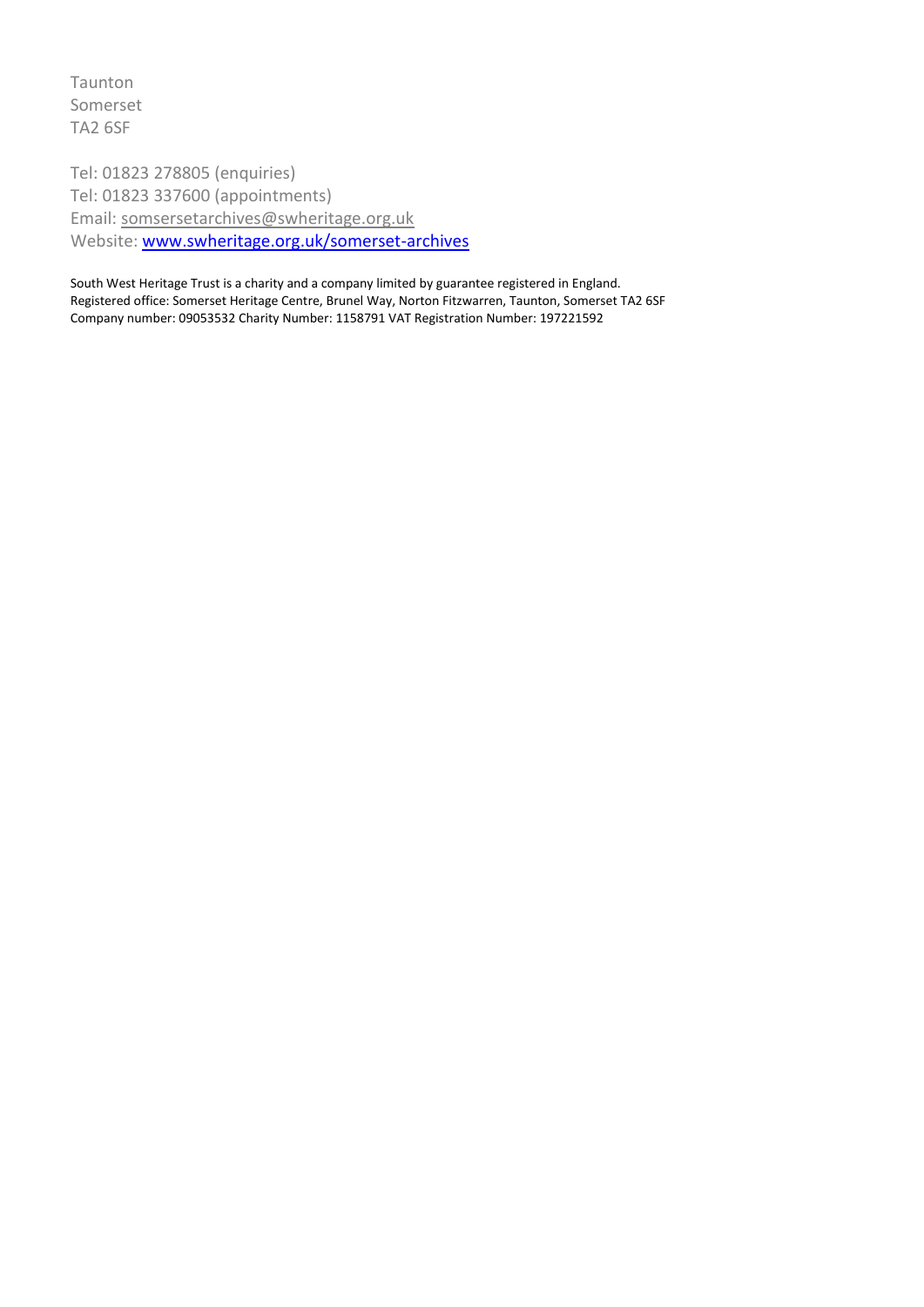Taunton
Somerset
TA2 6SF

Tel: 01823 278805 (enquiries)
Tel: 01823 337600 (appointments)
Email: somsersetarchives@swheritage.org.uk
Website: [www.swheritage.org.uk/somerset-archives](http://www.swheritage.org.uk/somerset-archives)

South West Heritage Trust is a charity and a company limited by guarantee registered in England.
Registered office: Somerset Heritage Centre, Brunel Way, Norton Fitzwarren, Taunton, Somerset TA2 6SF
Company number: 09053532 Charity Number: 1158791 VAT Registration Number: 197221592